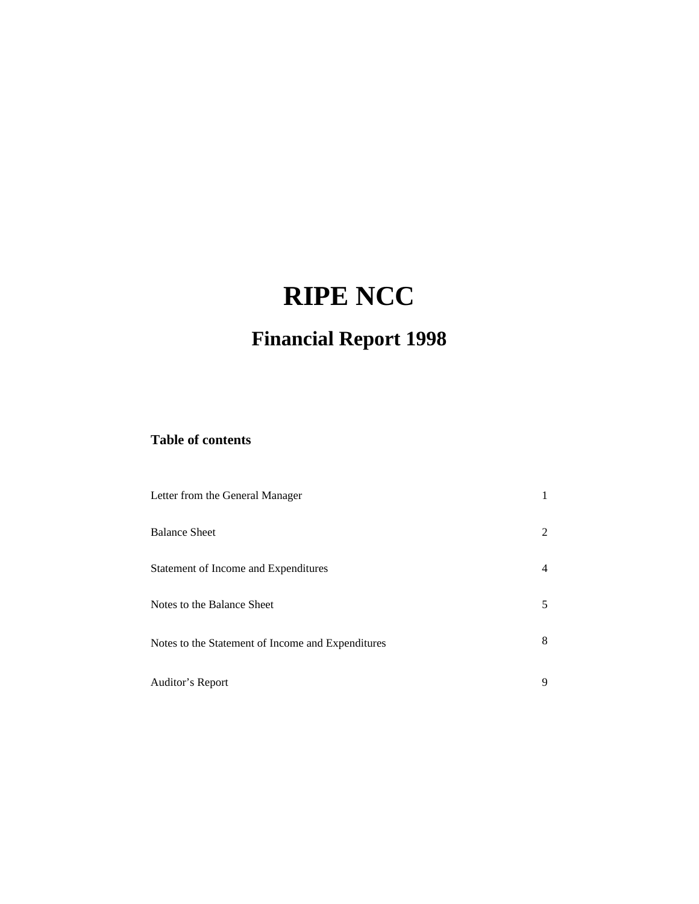# RIPE NCC

## Financial Report 1998

### Table of contents

| | |
|---|---|
| Letter from the General Manager | 1 |
| Balance Sheet | 2 |
| Statement of Income and Expenditures | 4 |
| Notes to the Balance Sheet | 5 |
| Notes to the Statement of Income and Expenditures | 8 |
| Auditor’s Report | 9 |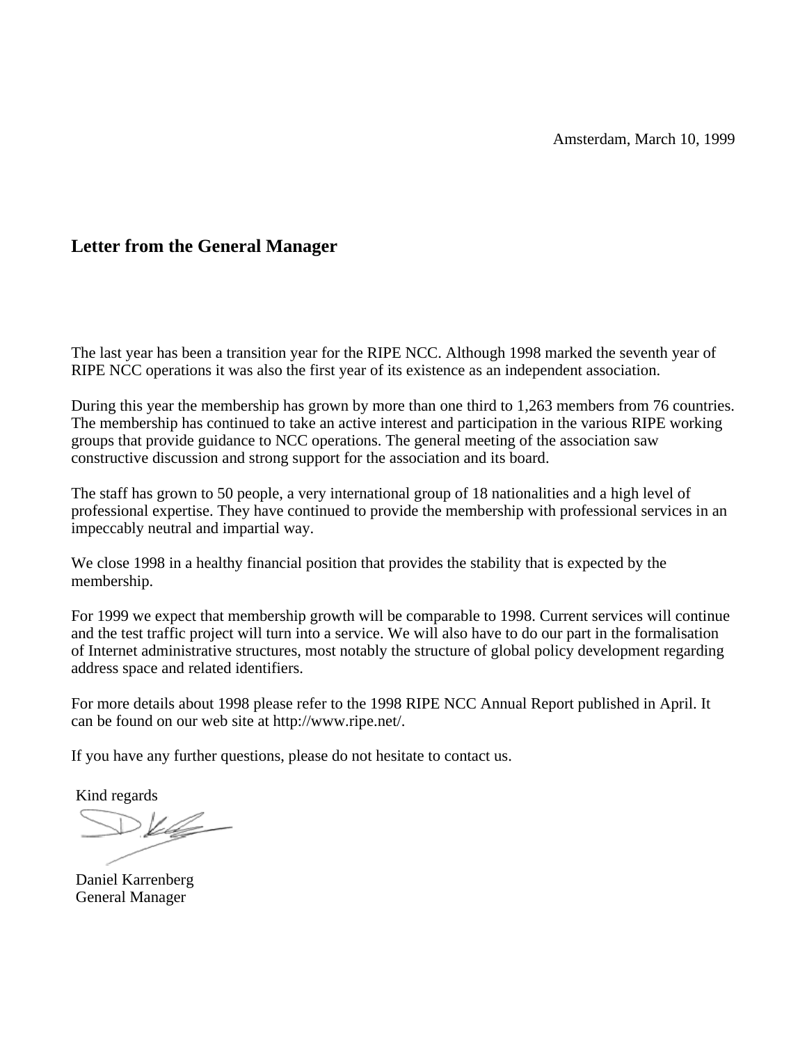Amsterdam, March 10, 1999

## Letter from the General Manager

The last year has been a transition year for the RIPE NCC. Although 1998 marked the seventh year of RIPE NCC operations it was also the first year of its existence as an independent association.

During this year the membership has grown by more than one third to 1,263 members from 76 countries. The membership has continued to take an active interest and participation in the various RIPE working groups that provide guidance to NCC operations. The general meeting of the association saw constructive discussion and strong support for the association and its board.

The staff has grown to 50 people, a very international group of 18 nationalities and a high level of professional expertise. They have continued to provide the membership with professional services in an impeccably neutral and impartial way.

We close 1998 in a healthy financial position that provides the stability that is expected by the membership.

For 1999 we expect that membership growth will be comparable to 1998. Current services will continue and the test traffic project will turn into a service. We will also have to do our part in the formalisation of Internet administrative structures, most notably the structure of global policy development regarding address space and related identifiers.

For more details about 1998 please refer to the 1998 RIPE NCC Annual Report published in April. It can be found on our web site at http://www.ripe.net/.

If you have any further questions, please do not hesitate to contact us.

Kind regards

Daniel Karrenberg
General Manager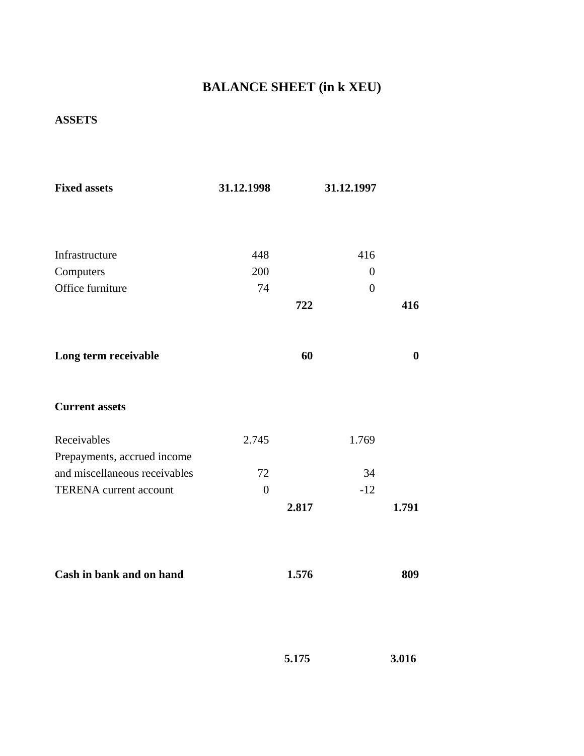# BALANCE SHEET (in k XEU)

## ASSETS

| **Fixed assets** | **31.12.1998** | | **31.12.1997** | |
|---|---|---|---|---|
| Infrastructure | 448 | | 416 | |
| Computers | 200 | | 0 | |
| Office furniture | 74 | | 0 | |
| | | **722** | | **416** |
| **Long term receivable** | | **60** | | **0** |
| **Current assets** | | | | |
| Receivables | 2.745 | | 1.769 | |
| Prepayments, accrued income and miscellaneous receivables | 72 | | 34 | |
| TERENA current account | 0 | | -12 | |
| | | **2.817** | | **1.791** |
| **Cash in bank and on hand** | | **1.576** | | **809** |
| | | **5.175** | | **3.016** |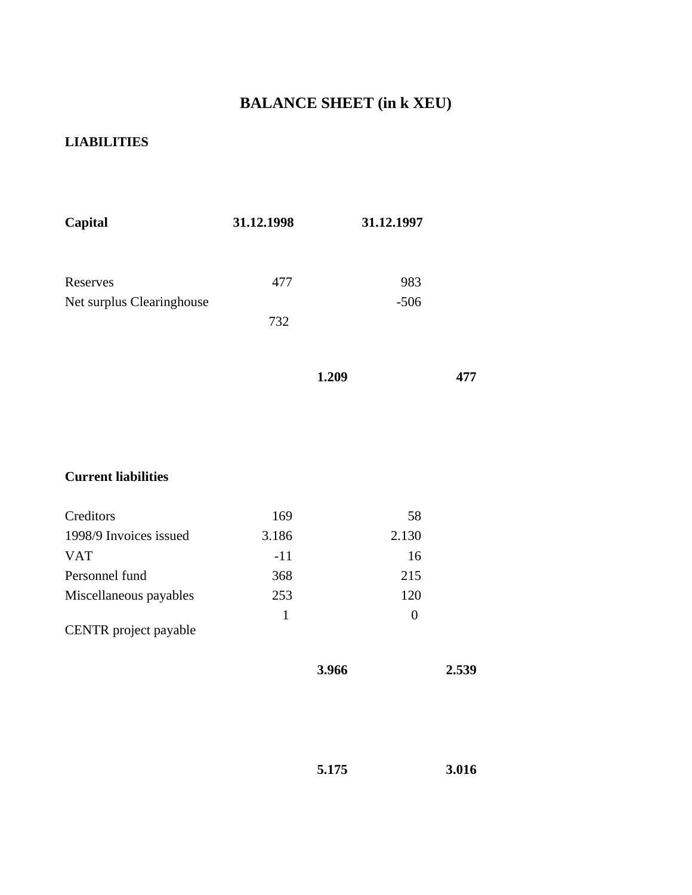# BALANCE SHEET (in k XEU)

## LIABILITIES

| Capital | 31.12.1998 | | 31.12.1997 | |
|---|---|---|---|---|
| Reserves | 477 | | 983 | |
| Net surplus Clearinghouse | 732 | | -506 | |
| | | **1.209** | | **477** |

| Current liabilities | | | | |
|---|---|---|---|---|
| Creditors | 169 | | 58 | |
| 1998/9 Invoices issued | 3.186 | | 2.130 | |
| VAT | -11 | | 16 | |
| Personnel fund | 368 | | 215 | |
| Miscellaneous payables | 253 | | 120 | |
| CENTR project payable | 1 | | 0 | |
| | | **3.966** | | **2.539** |
| | | **5.175** | | **3.016** |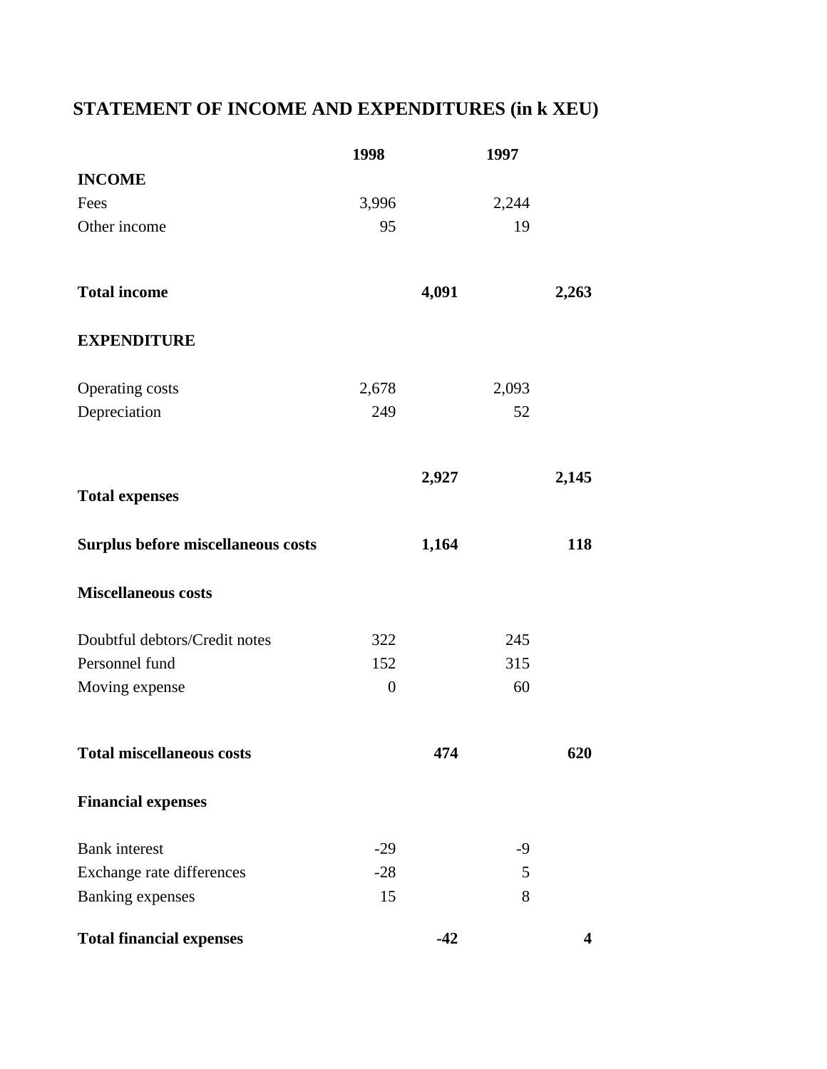## STATEMENT OF INCOME AND EXPENDITURES (in k XEU)

| | 1998 | | 1997 | |
|---|---|---|---|---|
| **INCOME** | | | | |
| Fees | 3,996 | | 2,244 | |
| Other income | 95 | | 19 | |
| **Total income** | | **4,091** | | **2,263** |
| **EXPENDITURE** | | | | |
| Operating costs | 2,678 | | 2,093 | |
| Depreciation | 249 | | 52 | |
| **Total expenses** | | **2,927** | | **2,145** |
| **Surplus before miscellaneous costs** | | **1,164** | | **118** |
| **Miscellaneous costs** | | | | |
| Doubtful debtors/Credit notes | 322 | | 245 | |
| Personnel fund | 152 | | 315 | |
| Moving expense | 0 | | 60 | |
| **Total miscellaneous costs** | | **474** | | **620** |
| **Financial expenses** | | | | |
| Bank interest | -29 | | -9 | |
| Exchange rate differences | -28 | | 5 | |
| Banking expenses | 15 | | 8 | |
| **Total financial expenses** | | **-42** | | **4** |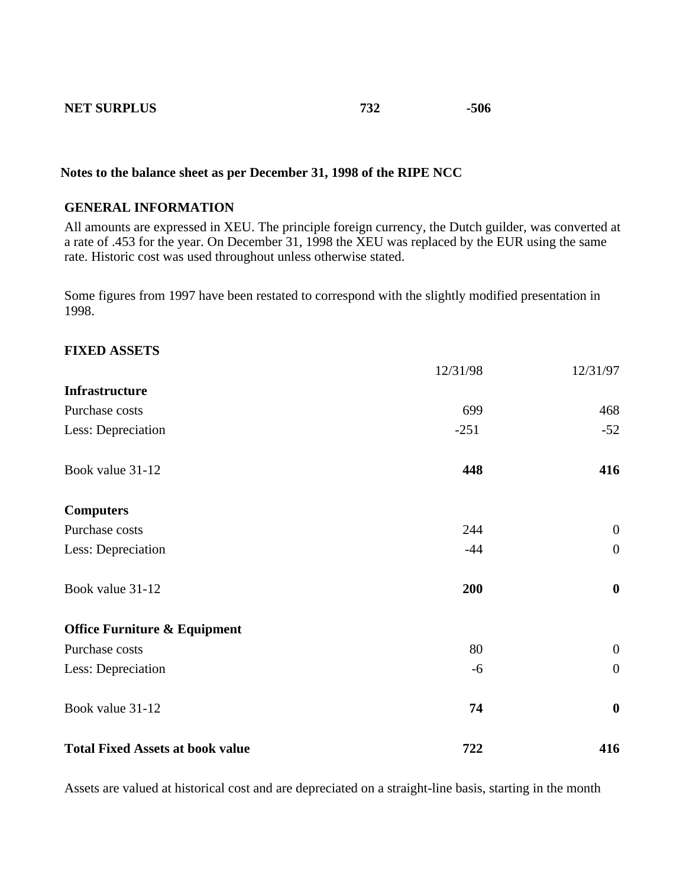| **NET SURPLUS** | **732** | **-506** |
|---|---|---|

## Notes to the balance sheet as per December 31, 1998 of the RIPE NCC

### GENERAL INFORMATION

All amounts are expressed in XEU. The principle foreign currency, the Dutch guilder, was converted at a rate of .453 for the year. On December 31, 1998 the XEU was replaced by the EUR using the same rate. Historic cost was used throughout unless otherwise stated.

Some figures from 1997 have been restated to correspond with the slightly modified presentation in 1998.

### FIXED ASSETS

| | 12/31/98 | 12/31/97 |
|---|---|---|
| **Infrastructure** | | |
| Purchase costs | 699 | 468 |
| Less: Depreciation | -251 | -52 |
| Book value 31-12 | **448** | **416** |
| **Computers** | | |
| Purchase costs | 244 | 0 |
| Less: Depreciation | -44 | 0 |
| Book value 31-12 | **200** | **0** |
| **Office Furniture & Equipment** | | |
| Purchase costs | 80 | 0 |
| Less: Depreciation | -6 | 0 |
| Book value 31-12 | **74** | **0** |
| **Total Fixed Assets at book value** | **722** | **416** |

Assets are valued at historical cost and are depreciated on a straight-line basis, starting in the month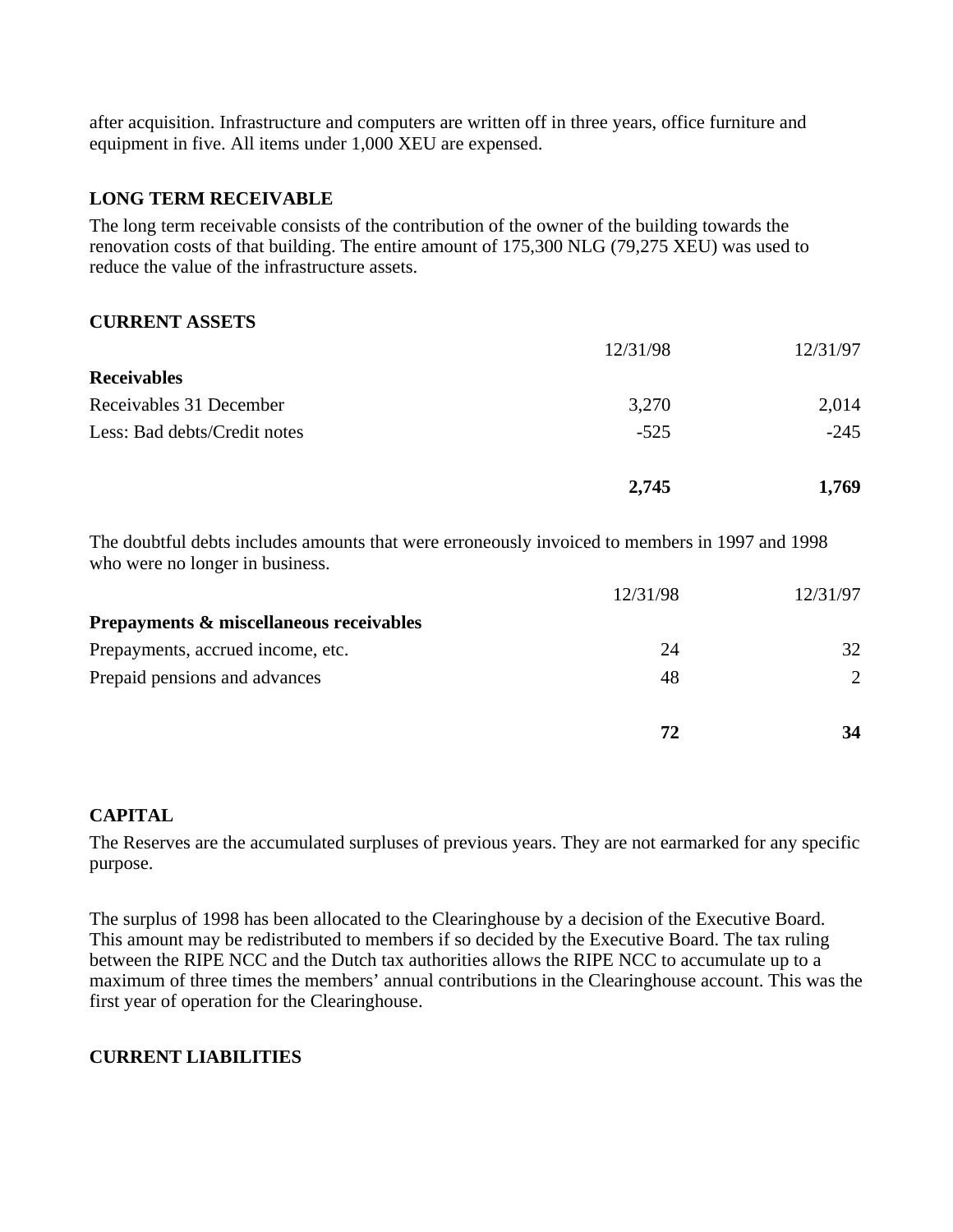after acquisition. Infrastructure and computers are written off in three years, office furniture and equipment in five. All items under 1,000 XEU are expensed.

### LONG TERM RECEIVABLE

The long term receivable consists of the contribution of the owner of the building towards the renovation costs of that building. The entire amount of 175,300 NLG (79,275 XEU) was used to reduce the value of the infrastructure assets.

### CURRENT ASSETS

| | 12/31/98 | 12/31/97 |
|---|---|---|
| **Receivables** | | |
| Receivables 31 December | 3,270 | 2,014 |
| Less: Bad debts/Credit notes | -525 | -245 |
| | **2,745** | **1,769** |

The doubtful debts includes amounts that were erroneously invoiced to members in 1997 and 1998 who were no longer in business.

| | 12/31/98 | 12/31/97 |
|---|---|---|
| **Prepayments & miscellaneous receivables** | | |
| Prepayments, accrued income, etc. | 24 | 32 |
| Prepaid pensions and advances | 48 | 2 |
| | **72** | **34** |

### CAPITAL

The Reserves are the accumulated surpluses of previous years. They are not earmarked for any specific purpose.

The surplus of 1998 has been allocated to the Clearinghouse by a decision of the Executive Board. This amount may be redistributed to members if so decided by the Executive Board. The tax ruling between the RIPE NCC and the Dutch tax authorities allows the RIPE NCC to accumulate up to a maximum of three times the members' annual contributions in the Clearinghouse account. This was the first year of operation for the Clearinghouse.

### CURRENT LIABILITIES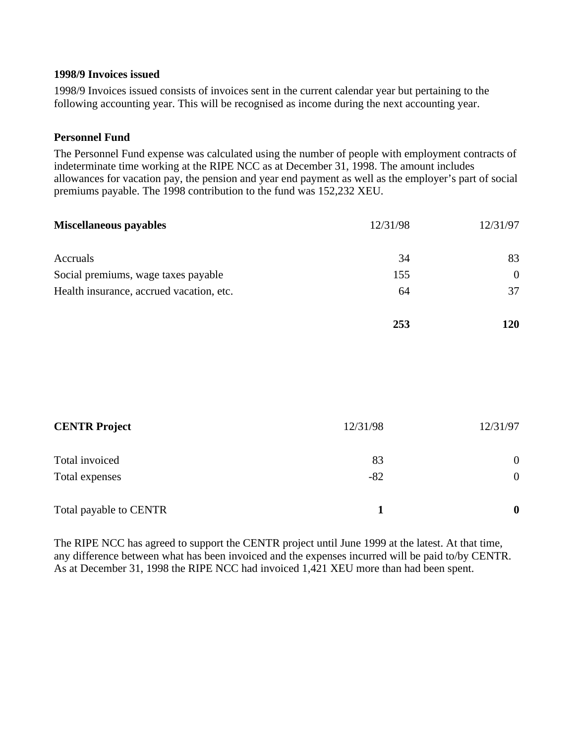**1998/9 Invoices issued**

1998/9 Invoices issued consists of invoices sent in the current calendar year but pertaining to the following accounting year. This will be recognised as income during the next accounting year.

**Personnel Fund**

The Personnel Fund expense was calculated using the number of people with employment contracts of indeterminate time working at the RIPE NCC as at December 31, 1998. The amount includes allowances for vacation pay, the pension and year end payment as well as the employer's part of social premiums payable. The 1998 contribution to the fund was 152,232 XEU.

| **Miscellaneous payables** | 12/31/98 | 12/31/97 |
|---|---|---|
| Accruals | 34 | 83 |
| Social premiums, wage taxes payable | 155 | 0 |
| Health insurance, accrued vacation, etc. | 64 | 37 |
| | **253** | **120** |

| **CENTR Project** | 12/31/98 | 12/31/97 |
|---|---|---|
| Total invoiced | 83 | 0 |
| Total expenses | -82 | 0 |
| Total payable to CENTR | **1** | **0** |

The RIPE NCC has agreed to support the CENTR project until June 1999 at the latest. At that time, any difference between what has been invoiced and the expenses incurred will be paid to/by CENTR. As at December 31, 1998 the RIPE NCC had invoiced 1,421 XEU more than had been spent.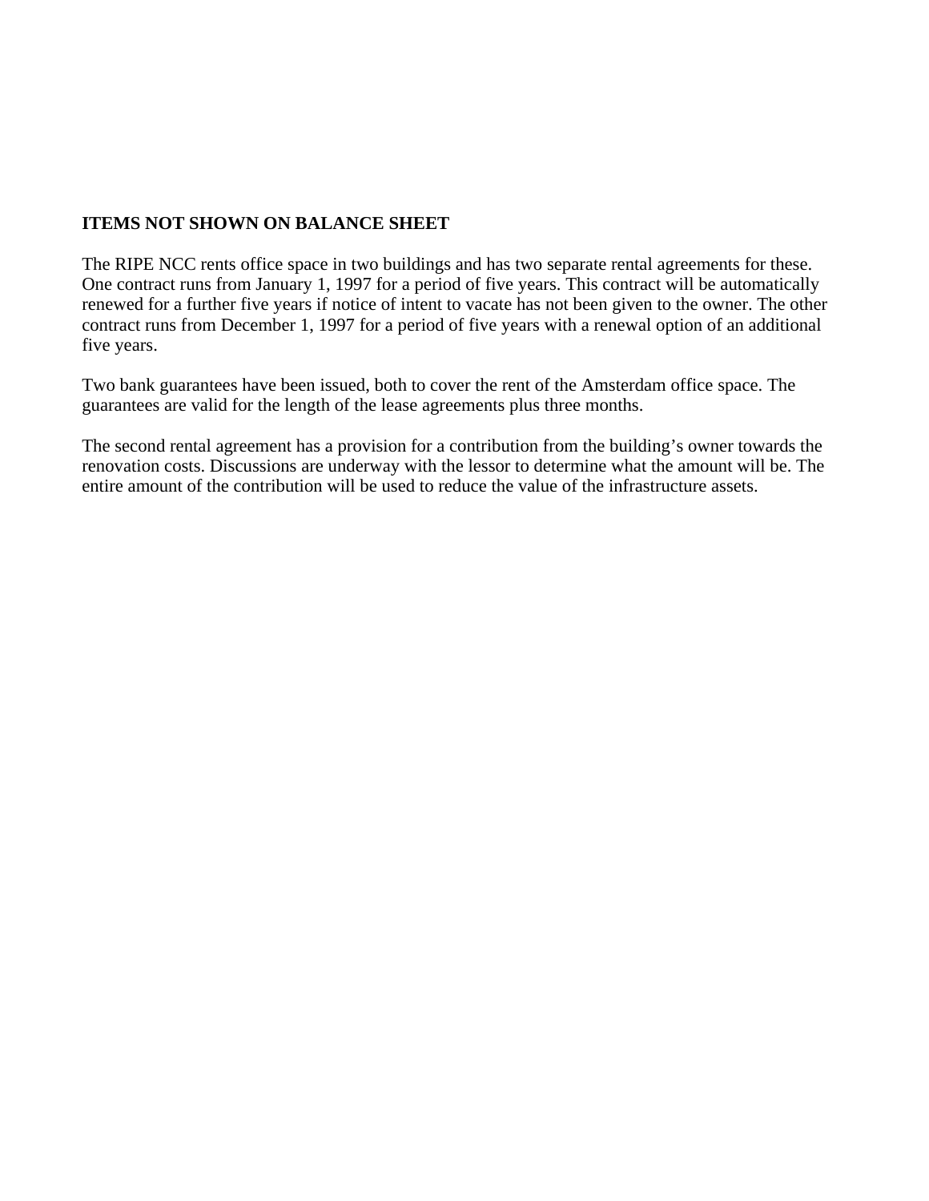**ITEMS NOT SHOWN ON BALANCE SHEET**

The RIPE NCC rents office space in two buildings and has two separate rental agreements for these. One contract runs from January 1, 1997 for a period of five years. This contract will be automatically renewed for a further five years if notice of intent to vacate has not been given to the owner. The other contract runs from December 1, 1997 for a period of five years with a renewal option of an additional five years.

Two bank guarantees have been issued, both to cover the rent of the Amsterdam office space. The guarantees are valid for the length of the lease agreements plus three months.

The second rental agreement has a provision for a contribution from the building's owner towards the renovation costs. Discussions are underway with the lessor to determine what the amount will be. The entire amount of the contribution will be used to reduce the value of the infrastructure assets.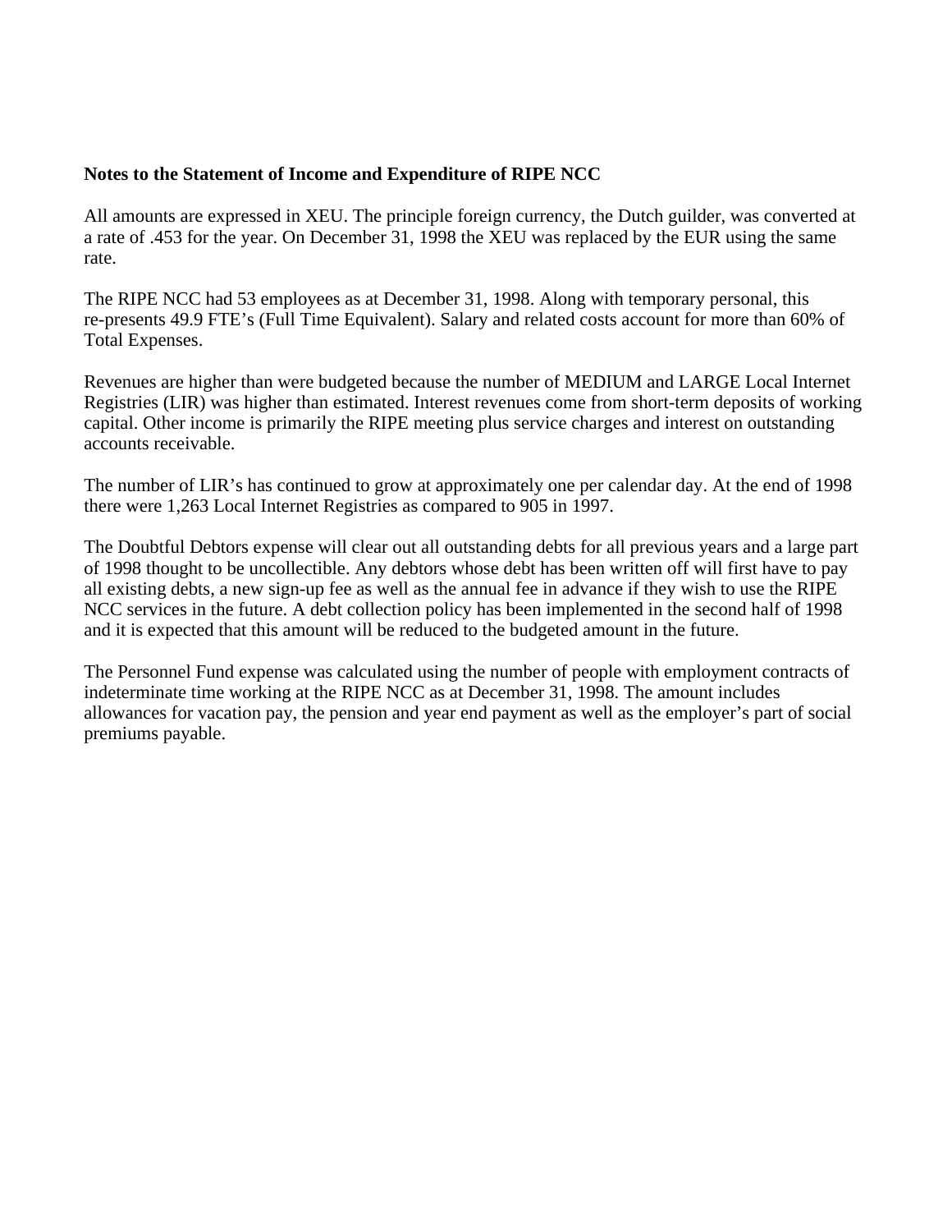**Notes to the Statement of Income and Expenditure of RIPE NCC**

All amounts are expressed in XEU. The principle foreign currency, the Dutch guilder, was converted at a rate of .453 for the year. On December 31, 1998 the XEU was replaced by the EUR using the same rate.

The RIPE NCC had 53 employees as at December 31, 1998. Along with temporary personal, this re-presents 49.9 FTE's (Full Time Equivalent). Salary and related costs account for more than 60% of Total Expenses.

Revenues are higher than were budgeted because the number of MEDIUM and LARGE Local Internet Registries (LIR) was higher than estimated. Interest revenues come from short-term deposits of working capital. Other income is primarily the RIPE meeting plus service charges and interest on outstanding accounts receivable.

The number of LIR's has continued to grow at approximately one per calendar day. At the end of 1998 there were 1,263 Local Internet Registries as compared to 905 in 1997.

The Doubtful Debtors expense will clear out all outstanding debts for all previous years and a large part of 1998 thought to be uncollectible. Any debtors whose debt has been written off will first have to pay all existing debts, a new sign-up fee as well as the annual fee in advance if they wish to use the RIPE NCC services in the future. A debt collection policy has been implemented in the second half of 1998 and it is expected that this amount will be reduced to the budgeted amount in the future.

The Personnel Fund expense was calculated using the number of people with employment contracts of indeterminate time working at the RIPE NCC as at December 31, 1998. The amount includes allowances for vacation pay, the pension and year end payment as well as the employer's part of social premiums payable.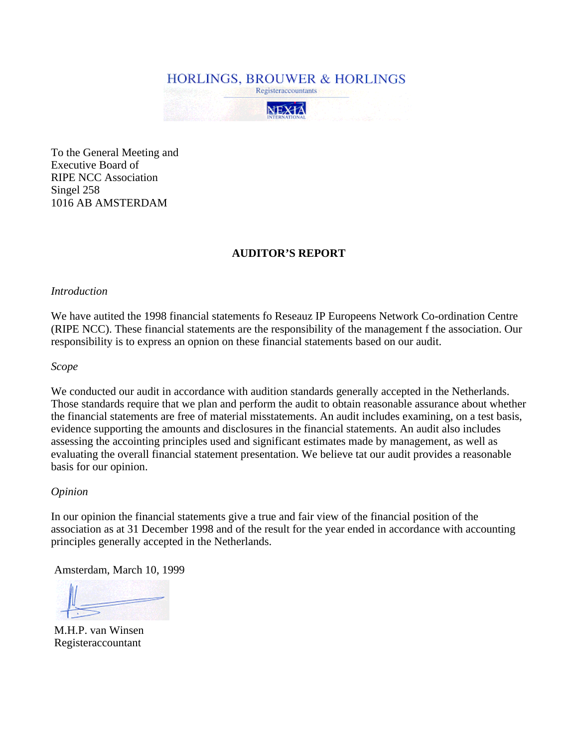HORLINGS, BROUWER & HORLINGS
Registeraccountants
NEXIA INTERNATIONAL

To the General Meeting and
Executive Board of
RIPE NCC Association
Singel 258
1016 AB AMSTERDAM

## AUDITOR'S REPORT

*Introduction*

We have autited the 1998 financial statements fo Reseauz IP Europeens Network Co-ordination Centre (RIPE NCC). These financial statements are the responsibility of the management f the association. Our responsibility is to express an opnion on these financial statements based on our audit.

*Scope*

We conducted our audit in accordance with audition standards generally accepted in the Netherlands. Those standards require that we plan and perform the audit to obtain reasonable assurance about whether the financial statements are free of material misstatements. An audit includes examining, on a test basis, evidence supporting the amounts and disclosures in the financial statements. An audit also includes assessing the accointing principles used and significant estimates made by management, as well as evaluating the overall financial statement presentation. We believe tat our audit provides a reasonable basis for our opinion.

*Opinion*

In our opinion the financial statements give a true and fair view of the financial position of the association as at 31 December 1998 and of the result for the year ended in accordance with accounting principles generally accepted in the Netherlands.

Amsterdam, March 10, 1999

M.H.P. van Winsen
Registeraccountant